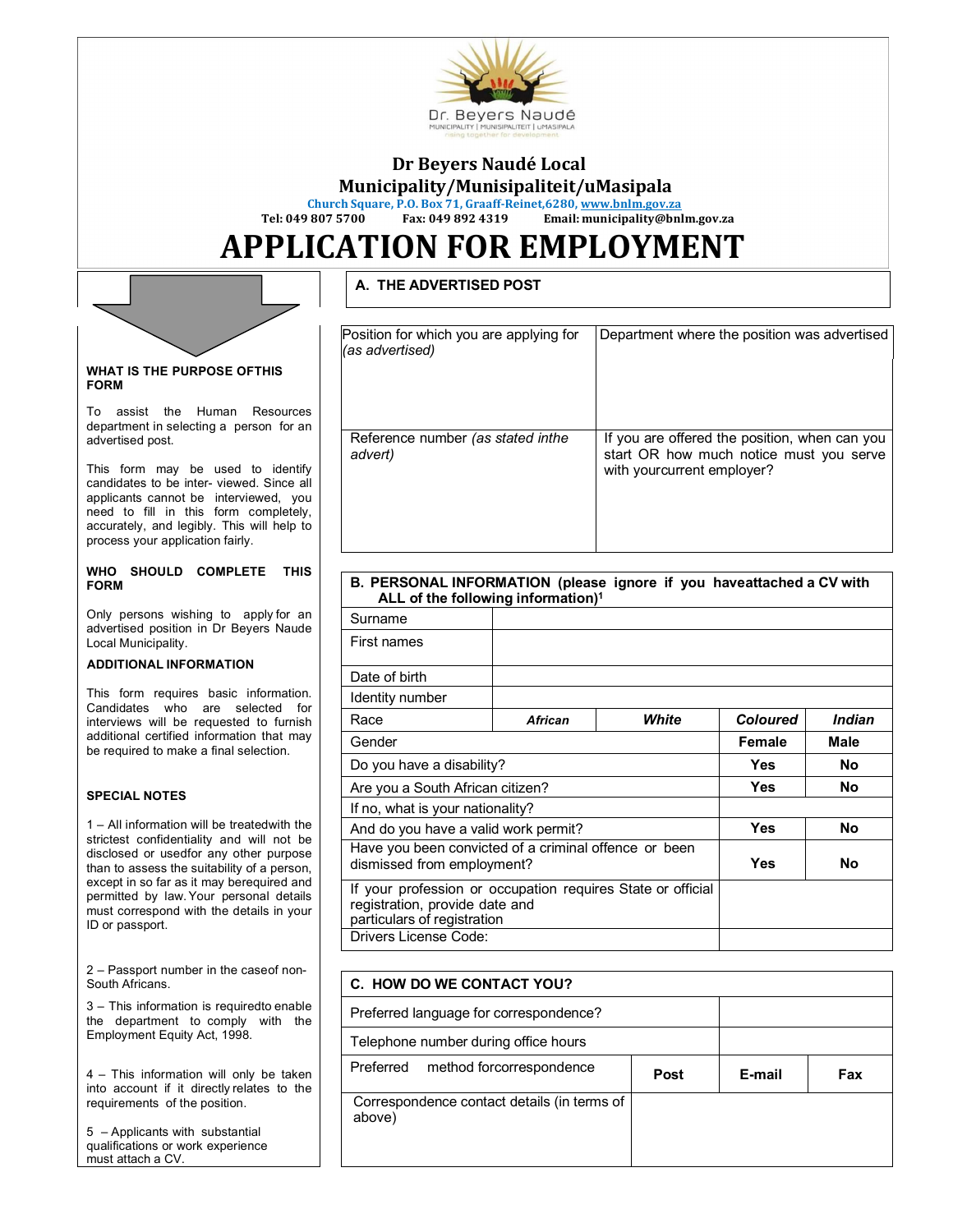Dr. Beyers Naudé
MUNICIPALITY | MUNISIPALITEIT | UMASIPALA
rising together for development

# Dr Beyers Naudé Local Municipality/Munisipaliteit/uMasipala

Church Square, P.O. Box 71, Graaff-Reinet,6280, www.bnlm.gov.za
Tel: 049 807 5700 Fax: 049 892 4319 Email: municipality@bnlm.gov.za

# APPLICATION FOR EMPLOYMENT

**WHAT IS THE PURPOSE OFTHIS FORM**

To assist the Human Resources department in selecting a person for an advertised post.

This form may be used to identify candidates to be inter- viewed. Since all applicants cannot be interviewed, you need to fill in this form completely, accurately, and legibly. This will help to process your application fairly.

**WHO SHOULD COMPLETE THIS FORM**

Only persons wishing to apply for an advertised position in Dr Beyers Naude Local Municipality.

**ADDITIONAL INFORMATION**

This form requires basic information. Candidates who are selected for interviews will be requested to furnish additional certified information that may be required to make a final selection.

**SPECIAL NOTES**

1 – All information will be treatedwith the strictest confidentiality and will not be disclosed or usedfor any other purpose than to assess the suitability of a person, except in so far as it may berequired and permitted by law. Your personal details must correspond with the details in your ID or passport.

2 – Passport number in the caseof non-South Africans.

3 – This information is requiredto enable the department to comply with the Employment Equity Act, 1998.

4 – This information will only be taken into account if it directly relates to the requirements of the position.

5 – Applicants with substantial qualifications or work experience must attach a CV.

## A. THE ADVERTISED POST

| Position for which you are applying for *(as advertised)* | Department where the position was advertised |
|---|---|
| | |
| Reference number *(as stated inthe advert)* | If you are offered the position, when can you start OR how much notice must you serve with yourcurrent employer? |
| | |

## B. PERSONAL INFORMATION (please ignore if you haveattached a CV with ALL of the following information)[1]

| | | | | |
|---|---|---|---|---|
| Surname | | | | |
| First names | | | | |
| Date of birth | | | | |
| Identity number | | | | |
| Race | ***African*** | ***White*** | ***Coloured*** | ***Indian*** |
| Gender | | | **Female** | **Male** |
| Do you have a disability? | | | **Yes** | **No** |
| Are you a South African citizen? | | | **Yes** | **No** |
| If no, what is your nationality? | | | | |
| And do you have a valid work permit? | | | **Yes** | **No** |
| Have you been convicted of a criminal offence or been dismissed from employment? | | | **Yes** | **No** |
| If your profession or occupation requires State or official registration, provide date and particulars of registration | | | | |
| Drivers License Code: | | | | |

## C. HOW DO WE CONTACT YOU?

| | | | |
|---|---|---|---|
| Preferred language for correspondence? | | | |
| Telephone number during office hours | | | |
| Preferred method forcorrespondence | **Post** | **E-mail** | **Fax** |
| Correspondence contact details (in terms of above) | | | |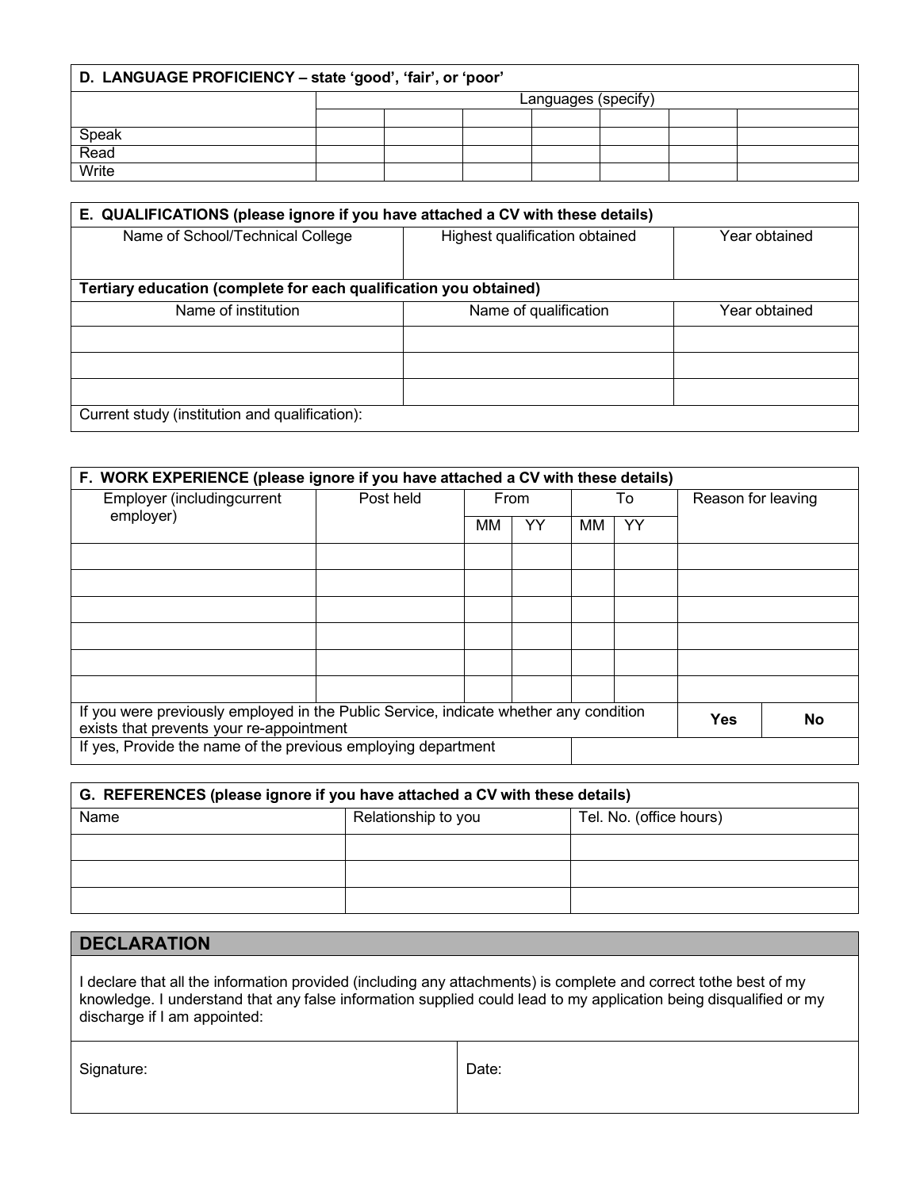| D. LANGUAGE PROFICIENCY – state 'good', 'fair', or 'poor' | | | | | | | |
|---|---|---|---|---|---|---|---|
| | Languages (specify) | | | | | | |
| | | | | | | | |
| Speak | | | | | | | |
| Read | | | | | | | |
| Write | | | | | | | |

| E. QUALIFICATIONS (please ignore if you have attached a CV with these details) | | |
|---|---|---|
| Name of School/Technical College | Highest qualification obtained | Year obtained |
| | | |
| **Tertiary education (complete for each qualification you obtained)** | | |
| Name of institution | Name of qualification | Year obtained |
| | | |
| | | |
| | | |
| Current study (institution and qualification): | | |

| F. WORK EXPERIENCE (please ignore if you have attached a CV with these details) | | | | | | |
|---|---|---|---|---|---|---|
| Employer (includingcurrent employer) | Post held | From | | To | | Reason for leaving |
| | | MM | YY | MM | YY | |
| | | | | | | |
| | | | | | | |
| | | | | | | |
| | | | | | | |
| | | | | | | |
| | | | | | | |

| | | |
|---|---|---|
| If you were previously employed in the Public Service, indicate whether any condition exists that prevents your re-appointment | **Yes** | **No** |
| If yes, Provide the name of the previous employing department | | |

| G. REFERENCES (please ignore if you have attached a CV with these details) | | |
|---|---|---|
| Name | Relationship to you | Tel. No. (office hours) |
| | | |
| | | |
| | | |

## DECLARATION

I declare that all the information provided (including any attachments) is complete and correct tothe best of my knowledge. I understand that any false information supplied could lead to my application being disqualified or my discharge if I am appointed:

| | |
|---|---|
| Signature: | Date: |